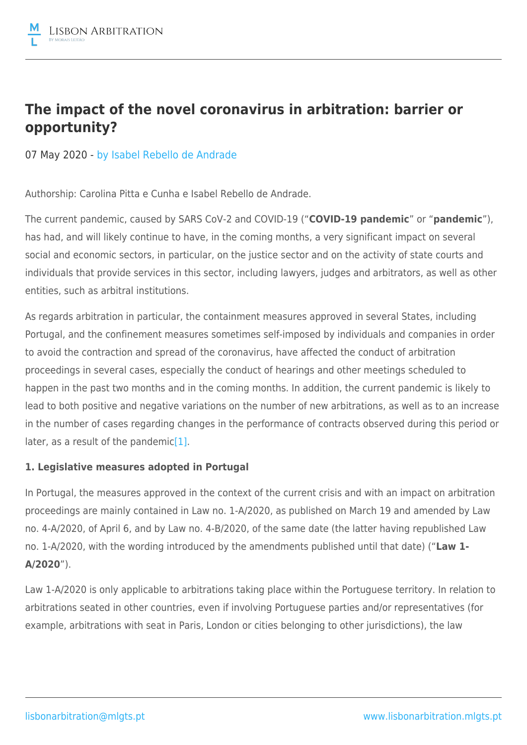# The impact of the novel coronavirus in arbitration: barrier or opportunity?

07 May 2020 - by Isabel Rebello de Andrade

Authorship: Carolina Pitta e Cunha e Isabel Rebello de Andrade.

The current pandemic, caused by SARS CoV-2 and COVID-19 ("**COVID-19 pandemic**" or "**pandemic**"), has had, and will likely continue to have, in the coming months, a very significant impact on several social and economic sectors, in particular, on the justice sector and on the activity of state courts and individuals that provide services in this sector, including lawyers, judges and arbitrators, as well as other entities, such as arbitral institutions.

As regards arbitration in particular, the containment measures approved in several States, including Portugal, and the confinement measures sometimes self-imposed by individuals and companies in order to avoid the contraction and spread of the coronavirus, have affected the conduct of arbitration proceedings in several cases, especially the conduct of hearings and other meetings scheduled to happen in the past two months and in the coming months. In addition, the current pandemic is likely to lead to both positive and negative variations on the number of new arbitrations, as well as to an increase in the number of cases regarding changes in the performance of contracts observed during this period or later, as a result of the pandemic[1].

**1. Legislative measures adopted in Portugal**

In Portugal, the measures approved in the context of the current crisis and with an impact on arbitration proceedings are mainly contained in Law no. 1-A/2020, as published on March 19 and amended by Law no. 4-A/2020, of April 6, and by Law no. 4-B/2020, of the same date (the latter having republished Law no. 1-A/2020, with the wording introduced by the amendments published until that date) ("**Law 1-A/2020**").

Law 1-A/2020 is only applicable to arbitrations taking place within the Portuguese territory. In relation to arbitrations seated in other countries, even if involving Portuguese parties and/or representatives (for example, arbitrations with seat in Paris, London or cities belonging to other jurisdictions), the law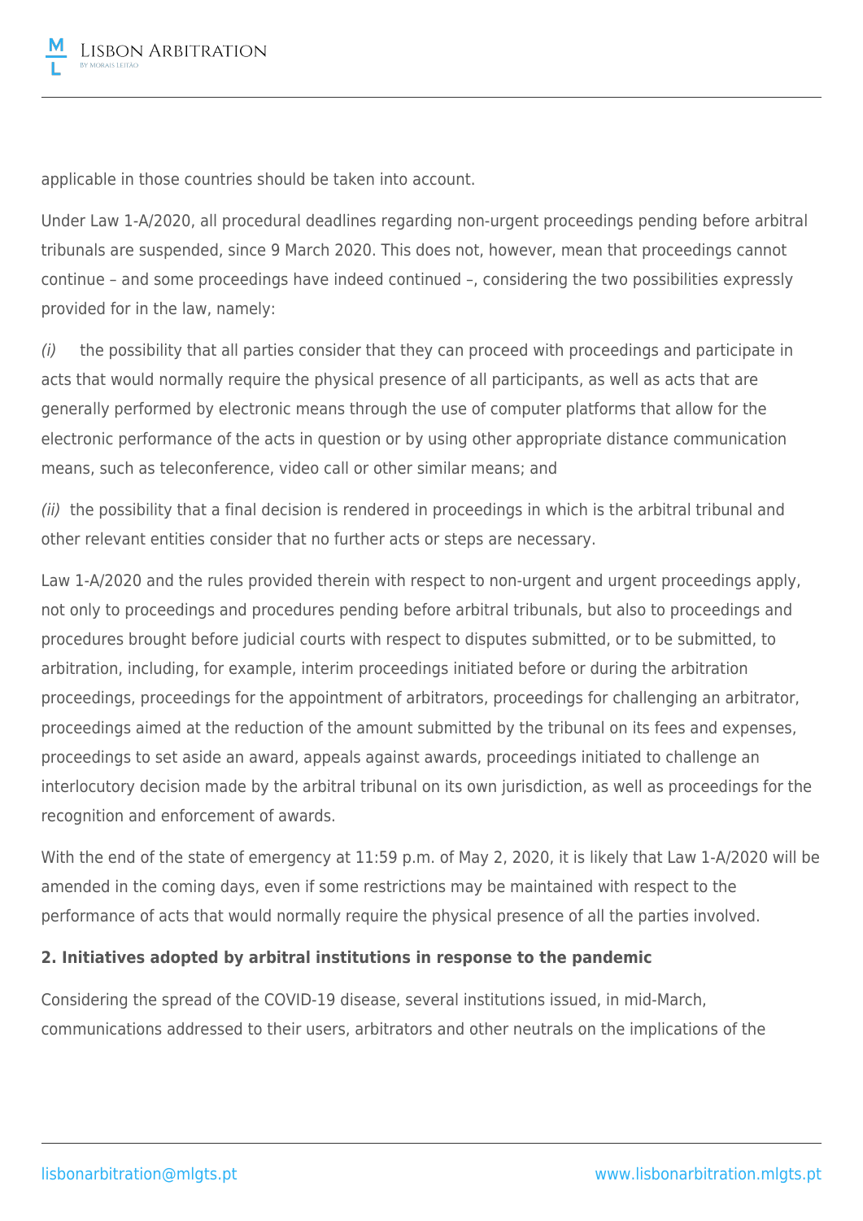applicable in those countries should be taken into account.

Under Law 1-A/2020, all procedural deadlines regarding non-urgent proceedings pending before arbitral tribunals are suspended, since 9 March 2020. This does not, however, mean that proceedings cannot continue – and some proceedings have indeed continued –, considering the two possibilities expressly provided for in the law, namely:

*(i)* the possibility that all parties consider that they can proceed with proceedings and participate in acts that would normally require the physical presence of all participants, as well as acts that are generally performed by electronic means through the use of computer platforms that allow for the electronic performance of the acts in question or by using other appropriate distance communication means, such as teleconference, video call or other similar means; and

*(ii)* the possibility that a final decision is rendered in proceedings in which is the arbitral tribunal and other relevant entities consider that no further acts or steps are necessary.

Law 1-A/2020 and the rules provided therein with respect to non-urgent and urgent proceedings apply, not only to proceedings and procedures pending before arbitral tribunals, but also to proceedings and procedures brought before judicial courts with respect to disputes submitted, or to be submitted, to arbitration, including, for example, interim proceedings initiated before or during the arbitration proceedings, proceedings for the appointment of arbitrators, proceedings for challenging an arbitrator, proceedings aimed at the reduction of the amount submitted by the tribunal on its fees and expenses, proceedings to set aside an award, appeals against awards, proceedings initiated to challenge an interlocutory decision made by the arbitral tribunal on its own jurisdiction, as well as proceedings for the recognition and enforcement of awards.

With the end of the state of emergency at 11:59 p.m. of May 2, 2020, it is likely that Law 1-A/2020 will be amended in the coming days, even if some restrictions may be maintained with respect to the performance of acts that would normally require the physical presence of all the parties involved.

**2. Initiatives adopted by arbitral institutions in response to the pandemic**

Considering the spread of the COVID-19 disease, several institutions issued, in mid-March, communications addressed to their users, arbitrators and other neutrals on the implications of the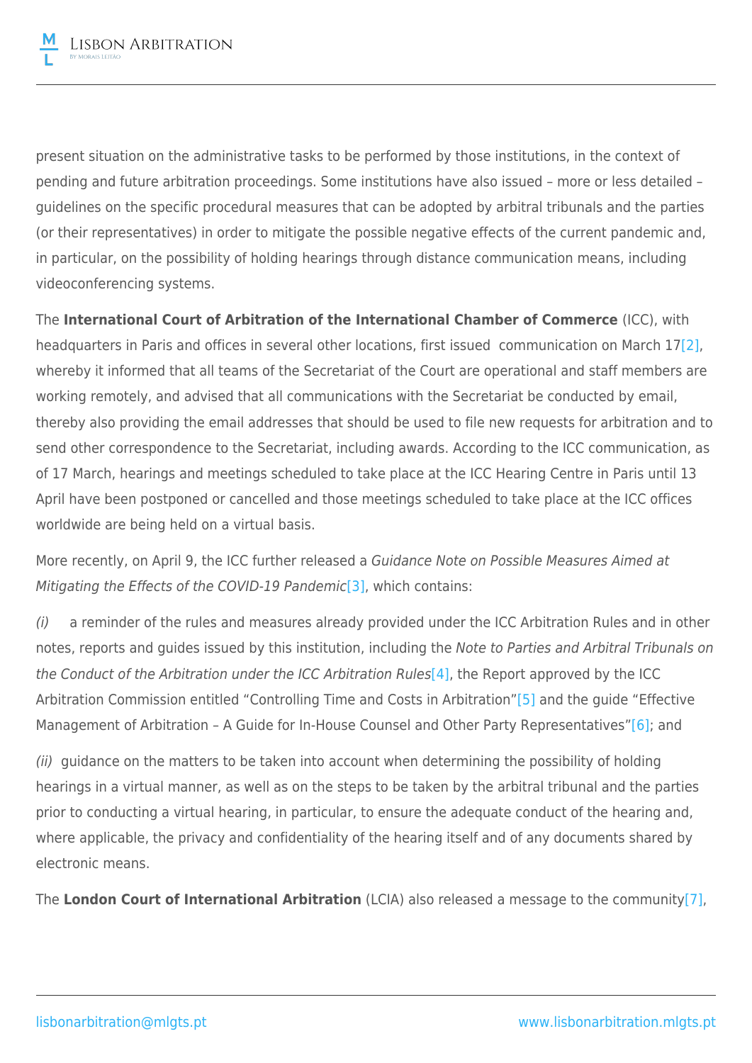present situation on the administrative tasks to be performed by those institutions, in the context of pending and future arbitration proceedings. Some institutions have also issued – more or less detailed – guidelines on the specific procedural measures that can be adopted by arbitral tribunals and the parties (or their representatives) in order to mitigate the possible negative effects of the current pandemic and, in particular, on the possibility of holding hearings through distance communication means, including videoconferencing systems.

The **International Court of Arbitration of the International Chamber of Commerce** (ICC), with headquarters in Paris and offices in several other locations, first issued communication on March 17[2], whereby it informed that all teams of the Secretariat of the Court are operational and staff members are working remotely, and advised that all communications with the Secretariat be conducted by email, thereby also providing the email addresses that should be used to file new requests for arbitration and to send other correspondence to the Secretariat, including awards. According to the ICC communication, as of 17 March, hearings and meetings scheduled to take place at the ICC Hearing Centre in Paris until 13 April have been postponed or cancelled and those meetings scheduled to take place at the ICC offices worldwide are being held on a virtual basis.

More recently, on April 9, the ICC further released a *Guidance Note on Possible Measures Aimed at Mitigating the Effects of the COVID-19 Pandemic*[3], which contains:

*(i)* a reminder of the rules and measures already provided under the ICC Arbitration Rules and in other notes, reports and guides issued by this institution, including the *Note to Parties and Arbitral Tribunals on the Conduct of the Arbitration under the ICC Arbitration Rules*[4], the Report approved by the ICC Arbitration Commission entitled "Controlling Time and Costs in Arbitration"[5] and the guide "Effective Management of Arbitration – A Guide for In-House Counsel and Other Party Representatives"[6]; and

*(ii)* guidance on the matters to be taken into account when determining the possibility of holding hearings in a virtual manner, as well as on the steps to be taken by the arbitral tribunal and the parties prior to conducting a virtual hearing, in particular, to ensure the adequate conduct of the hearing and, where applicable, the privacy and confidentiality of the hearing itself and of any documents shared by electronic means.

The **London Court of International Arbitration** (LCIA) also released a message to the community[7],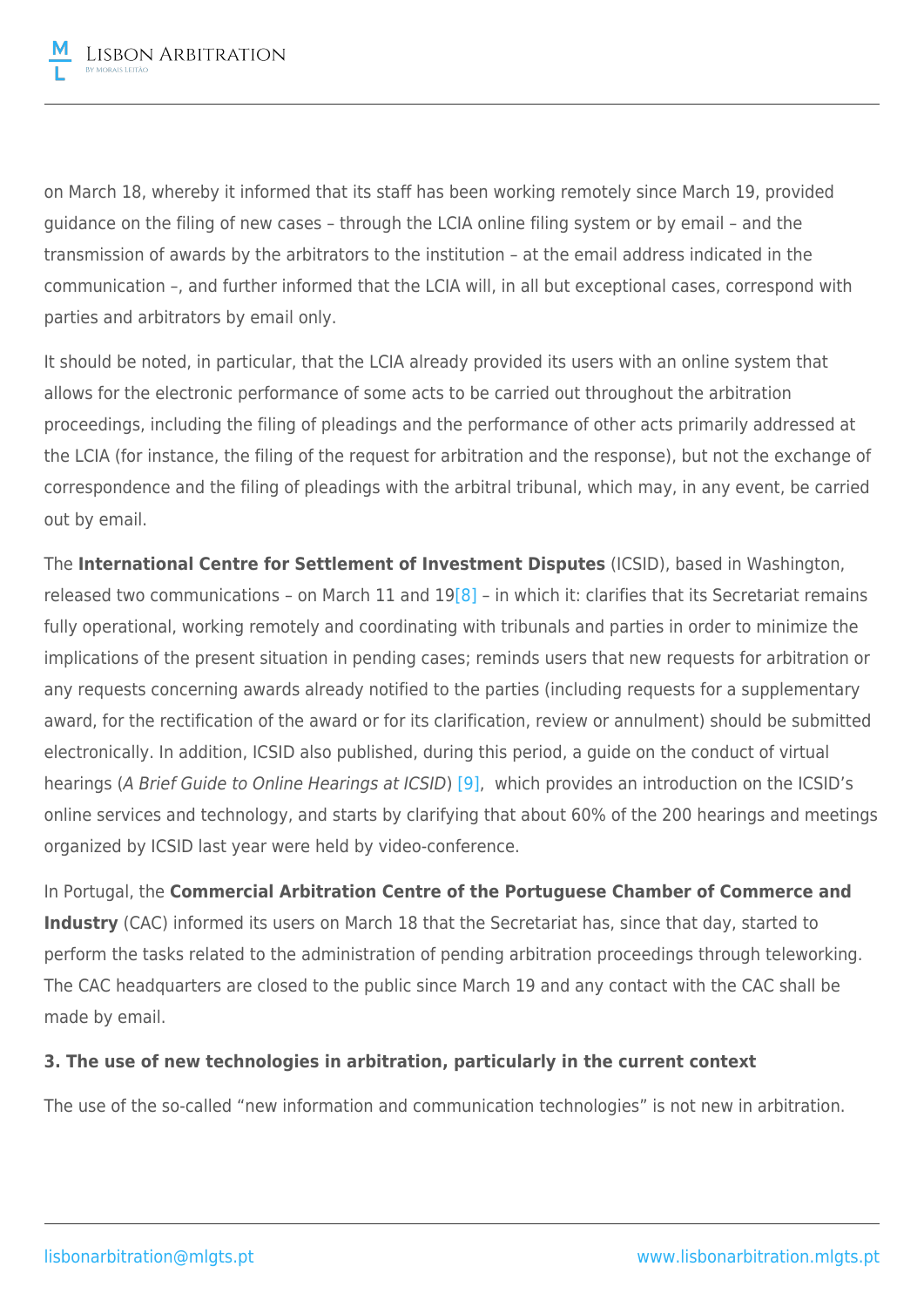on March 18, whereby it informed that its staff has been working remotely since March 19, provided guidance on the filing of new cases – through the LCIA online filing system or by email – and the transmission of awards by the arbitrators to the institution – at the email address indicated in the communication –, and further informed that the LCIA will, in all but exceptional cases, correspond with parties and arbitrators by email only.

It should be noted, in particular, that the LCIA already provided its users with an online system that allows for the electronic performance of some acts to be carried out throughout the arbitration proceedings, including the filing of pleadings and the performance of other acts primarily addressed at the LCIA (for instance, the filing of the request for arbitration and the response), but not the exchange of correspondence and the filing of pleadings with the arbitral tribunal, which may, in any event, be carried out by email.

The **International Centre for Settlement of Investment Disputes** (ICSID), based in Washington, released two communications – on March 11 and 19[8] – in which it: clarifies that its Secretariat remains fully operational, working remotely and coordinating with tribunals and parties in order to minimize the implications of the present situation in pending cases; reminds users that new requests for arbitration or any requests concerning awards already notified to the parties (including requests for a supplementary award, for the rectification of the award or for its clarification, review or annulment) should be submitted electronically. In addition, ICSID also published, during this period, a guide on the conduct of virtual hearings (*A Brief Guide to Online Hearings at ICSID*) [9], which provides an introduction on the ICSID's online services and technology, and starts by clarifying that about 60% of the 200 hearings and meetings organized by ICSID last year were held by video-conference.

In Portugal, the **Commercial Arbitration Centre of the Portuguese Chamber of Commerce and Industry** (CAC) informed its users on March 18 that the Secretariat has, since that day, started to perform the tasks related to the administration of pending arbitration proceedings through teleworking. The CAC headquarters are closed to the public since March 19 and any contact with the CAC shall be made by email.

**3. The use of new technologies in arbitration, particularly in the current context**

The use of the so-called "new information and communication technologies" is not new in arbitration.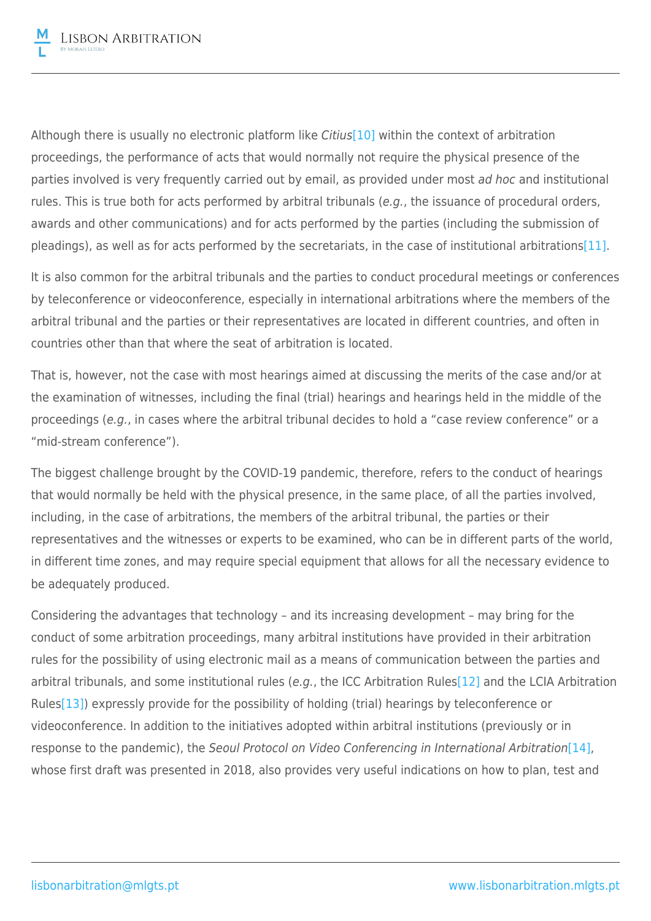Although there is usually no electronic platform like *Citius*[10] within the context of arbitration proceedings, the performance of acts that would normally not require the physical presence of the parties involved is very frequently carried out by email, as provided under most *ad hoc* and institutional rules. This is true both for acts performed by arbitral tribunals (*e.g.*, the issuance of procedural orders, awards and other communications) and for acts performed by the parties (including the submission of pleadings), as well as for acts performed by the secretariats, in the case of institutional arbitrations[11].

It is also common for the arbitral tribunals and the parties to conduct procedural meetings or conferences by teleconference or videoconference, especially in international arbitrations where the members of the arbitral tribunal and the parties or their representatives are located in different countries, and often in countries other than that where the seat of arbitration is located.

That is, however, not the case with most hearings aimed at discussing the merits of the case and/or at the examination of witnesses, including the final (trial) hearings and hearings held in the middle of the proceedings (*e.g.*, in cases where the arbitral tribunal decides to hold a "case review conference" or a "mid-stream conference").

The biggest challenge brought by the COVID-19 pandemic, therefore, refers to the conduct of hearings that would normally be held with the physical presence, in the same place, of all the parties involved, including, in the case of arbitrations, the members of the arbitral tribunal, the parties or their representatives and the witnesses or experts to be examined, who can be in different parts of the world, in different time zones, and may require special equipment that allows for all the necessary evidence to be adequately produced.

Considering the advantages that technology – and its increasing development – may bring for the conduct of some arbitration proceedings, many arbitral institutions have provided in their arbitration rules for the possibility of using electronic mail as a means of communication between the parties and arbitral tribunals, and some institutional rules (*e.g.*, the ICC Arbitration Rules[12] and the LCIA Arbitration Rules[13]) expressly provide for the possibility of holding (trial) hearings by teleconference or videoconference. In addition to the initiatives adopted within arbitral institutions (previously or in response to the pandemic), the *Seoul Protocol on Video Conferencing in International Arbitration*[14], whose first draft was presented in 2018, also provides very useful indications on how to plan, test and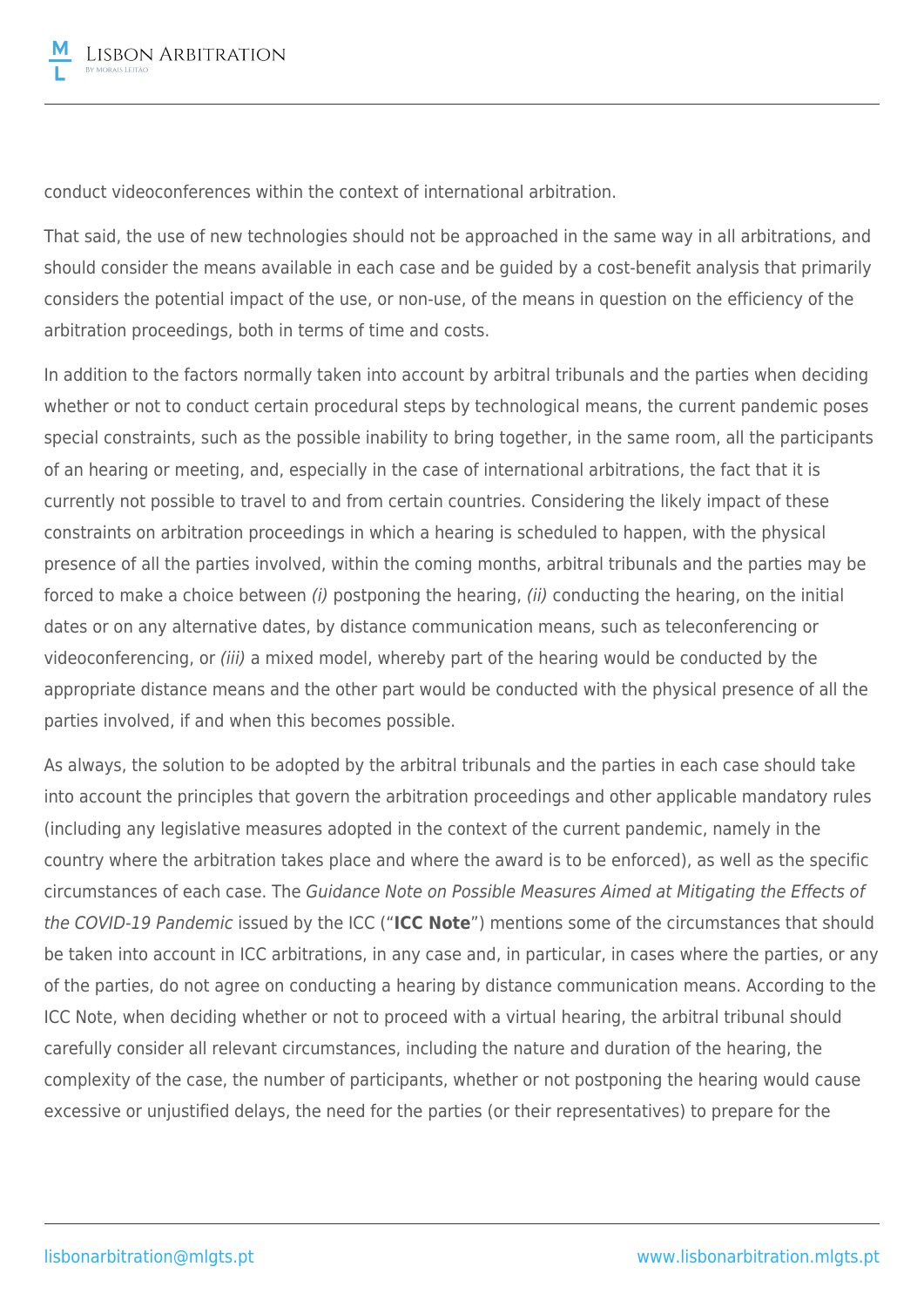conduct videoconferences within the context of international arbitration.

That said, the use of new technologies should not be approached in the same way in all arbitrations, and should consider the means available in each case and be guided by a cost-benefit analysis that primarily considers the potential impact of the use, or non-use, of the means in question on the efficiency of the arbitration proceedings, both in terms of time and costs.

In addition to the factors normally taken into account by arbitral tribunals and the parties when deciding whether or not to conduct certain procedural steps by technological means, the current pandemic poses special constraints, such as the possible inability to bring together, in the same room, all the participants of an hearing or meeting, and, especially in the case of international arbitrations, the fact that it is currently not possible to travel to and from certain countries. Considering the likely impact of these constraints on arbitration proceedings in which a hearing is scheduled to happen, with the physical presence of all the parties involved, within the coming months, arbitral tribunals and the parties may be forced to make a choice between *(i)* postponing the hearing, *(ii)* conducting the hearing, on the initial dates or on any alternative dates, by distance communication means, such as teleconferencing or videoconferencing, or *(iii)* a mixed model, whereby part of the hearing would be conducted by the appropriate distance means and the other part would be conducted with the physical presence of all the parties involved, if and when this becomes possible.

As always, the solution to be adopted by the arbitral tribunals and the parties in each case should take into account the principles that govern the arbitration proceedings and other applicable mandatory rules (including any legislative measures adopted in the context of the current pandemic, namely in the country where the arbitration takes place and where the award is to be enforced), as well as the specific circumstances of each case. The *Guidance Note on Possible Measures Aimed at Mitigating the Effects of the COVID-19 Pandemic* issued by the ICC ("**ICC Note**") mentions some of the circumstances that should be taken into account in ICC arbitrations, in any case and, in particular, in cases where the parties, or any of the parties, do not agree on conducting a hearing by distance communication means. According to the ICC Note, when deciding whether or not to proceed with a virtual hearing, the arbitral tribunal should carefully consider all relevant circumstances, including the nature and duration of the hearing, the complexity of the case, the number of participants, whether or not postponing the hearing would cause excessive or unjustified delays, the need for the parties (or their representatives) to prepare for the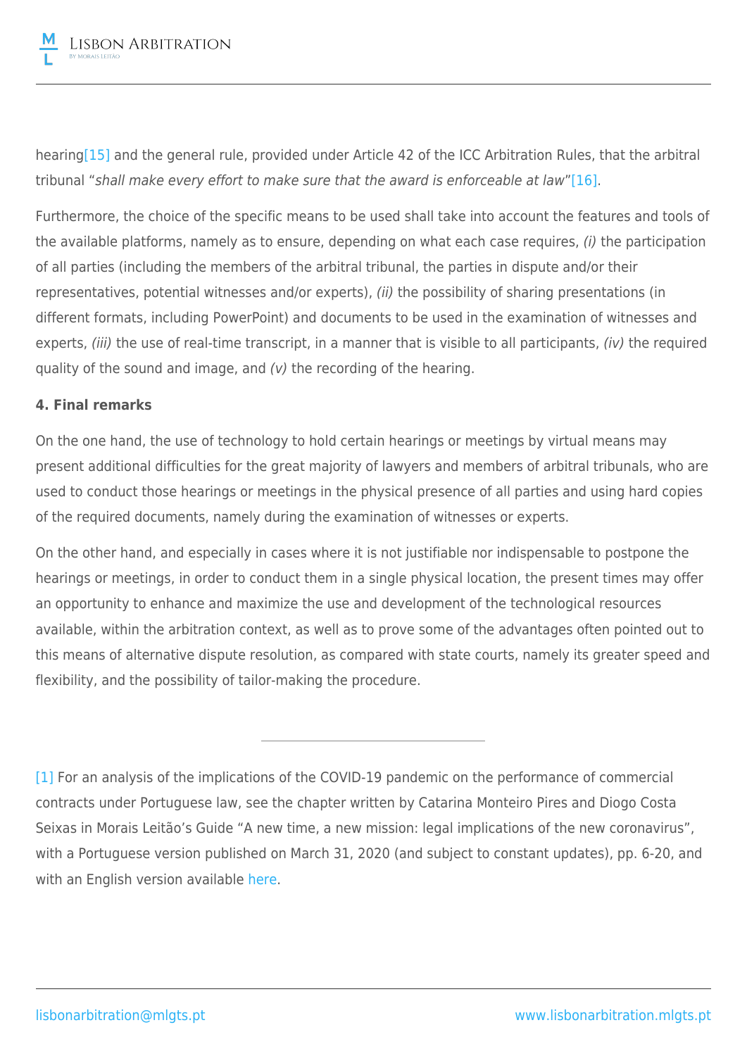hearing[15] and the general rule, provided under Article 42 of the ICC Arbitration Rules, that the arbitral tribunal "*shall make every effort to make sure that the award is enforceable at law*"[16].

Furthermore, the choice of the specific means to be used shall take into account the features and tools of the available platforms, namely as to ensure, depending on what each case requires, *(i)* the participation of all parties (including the members of the arbitral tribunal, the parties in dispute and/or their representatives, potential witnesses and/or experts), *(ii)* the possibility of sharing presentations (in different formats, including PowerPoint) and documents to be used in the examination of witnesses and experts, *(iii)* the use of real-time transcript, in a manner that is visible to all participants, *(iv)* the required quality of the sound and image, and *(v)* the recording of the hearing.

**4. Final remarks**

On the one hand, the use of technology to hold certain hearings or meetings by virtual means may present additional difficulties for the great majority of lawyers and members of arbitral tribunals, who are used to conduct those hearings or meetings in the physical presence of all parties and using hard copies of the required documents, namely during the examination of witnesses or experts.

On the other hand, and especially in cases where it is not justifiable nor indispensable to postpone the hearings or meetings, in order to conduct them in a single physical location, the present times may offer an opportunity to enhance and maximize the use and development of the technological resources available, within the arbitration context, as well as to prove some of the advantages often pointed out to this means of alternative dispute resolution, as compared with state courts, namely its greater speed and flexibility, and the possibility of tailor-making the procedure.

---

[1] For an analysis of the implications of the COVID-19 pandemic on the performance of commercial contracts under Portuguese law, see the chapter written by Catarina Monteiro Pires and Diogo Costa Seixas in Morais Leitão's Guide "A new time, a new mission: legal implications of the new coronavirus", with a Portuguese version published on March 31, 2020 (and subject to constant updates), pp. 6-20, and with an English version available here.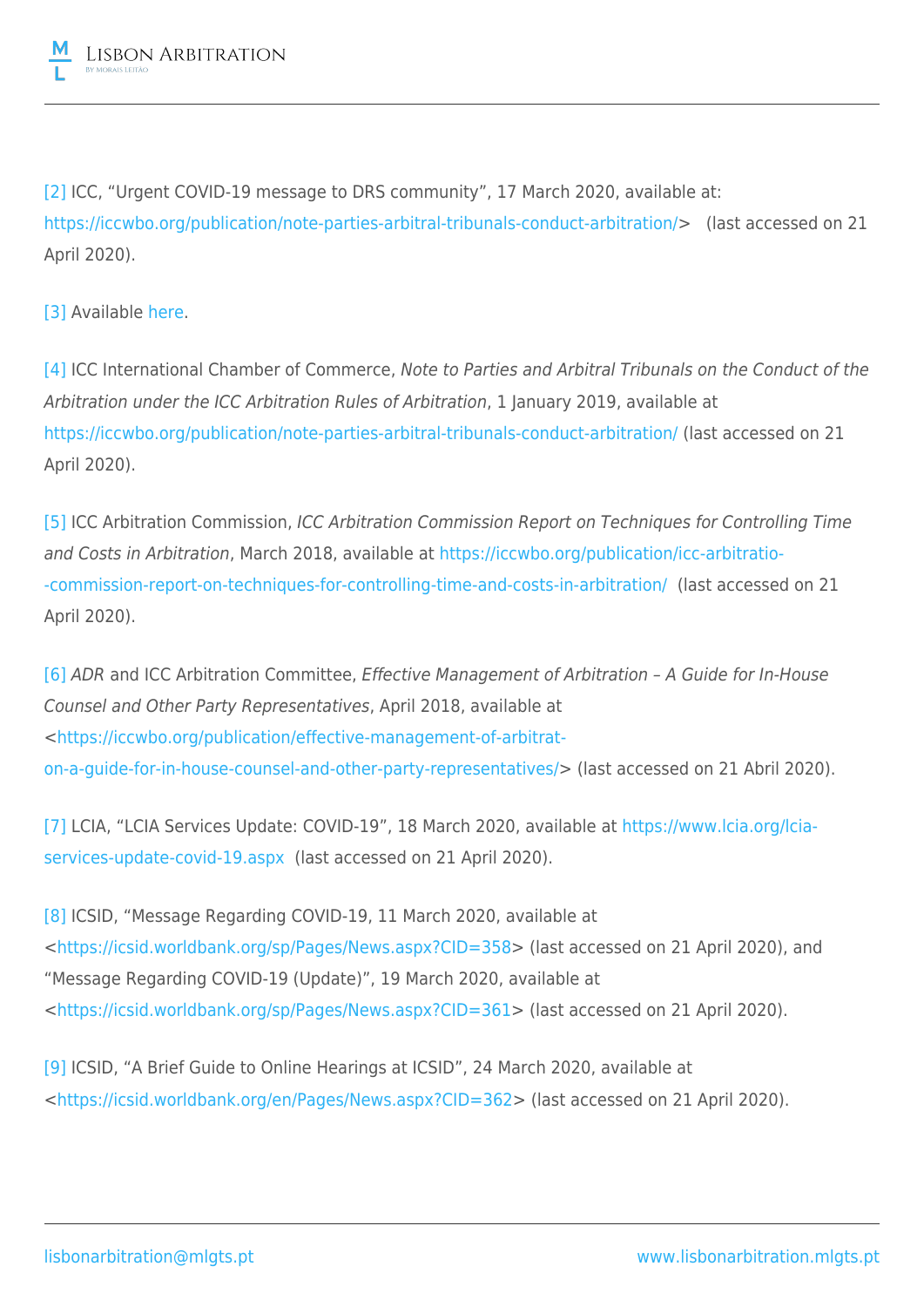[2] ICC, "Urgent COVID-19 message to DRS community", 17 March 2020, available at: https://iccwbo.org/publication/note-parties-arbitral-tribunals-conduct-arbitration/> (last accessed on 21 April 2020).

[3] Available here.

[4] ICC International Chamber of Commerce, *Note to Parties and Arbitral Tribunals on the Conduct of the Arbitration under the ICC Arbitration Rules of Arbitration*, 1 January 2019, available at https://iccwbo.org/publication/note-parties-arbitral-tribunals-conduct-arbitration/ (last accessed on 21 April 2020).

[5] ICC Arbitration Commission, *ICC Arbitration Commission Report on Techniques for Controlling Time and Costs in Arbitration*, March 2018, available at https://iccwbo.org/publication/icc-arbitratio--commission-report-on-techniques-for-controlling-time-and-costs-in-arbitration/ (last accessed on 21 April 2020).

[6] *ADR* and ICC Arbitration Committee, *Effective Management of Arbitration – A Guide for In-House Counsel and Other Party Representatives*, April 2018, available at <https://iccwbo.org/publication/effective-management-of-arbitrat-on-a-guide-for-in-house-counsel-and-other-party-representatives/> (last accessed on 21 Abril 2020).

[7] LCIA, "LCIA Services Update: COVID-19", 18 March 2020, available at https://www.lcia.org/lcia-services-update-covid-19.aspx (last accessed on 21 April 2020).

[8] ICSID, "Message Regarding COVID-19, 11 March 2020, available at <https://icsid.worldbank.org/sp/Pages/News.aspx?CID=358> (last accessed on 21 April 2020), and "Message Regarding COVID-19 (Update)", 19 March 2020, available at <https://icsid.worldbank.org/sp/Pages/News.aspx?CID=361> (last accessed on 21 April 2020).

[9] ICSID, "A Brief Guide to Online Hearings at ICSID", 24 March 2020, available at <https://icsid.worldbank.org/en/Pages/News.aspx?CID=362> (last accessed on 21 April 2020).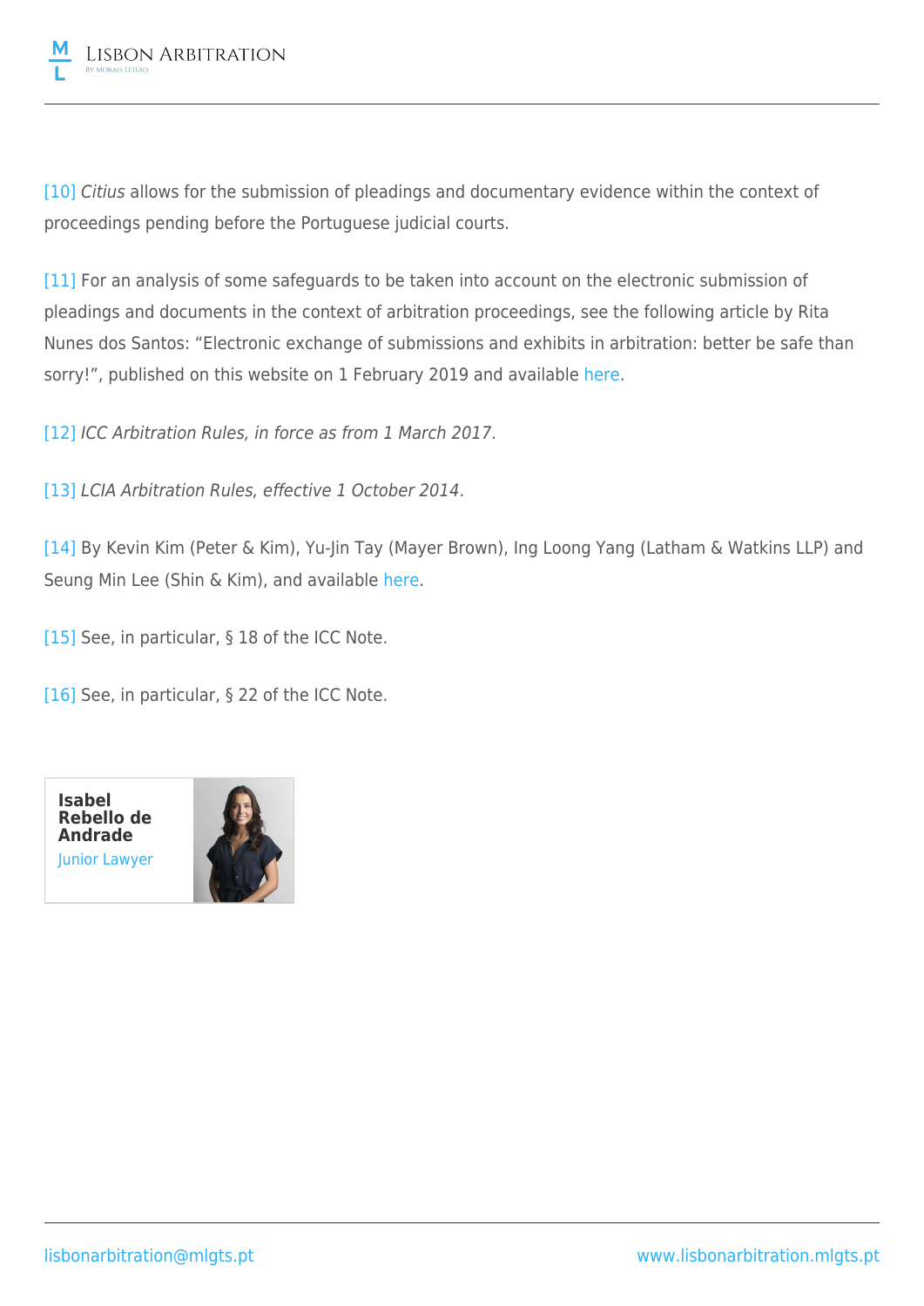[10] *Citius* allows for the submission of pleadings and documentary evidence within the context of proceedings pending before the Portuguese judicial courts.

[11] For an analysis of some safeguards to be taken into account on the electronic submission of pleadings and documents in the context of arbitration proceedings, see the following article by Rita Nunes dos Santos: "Electronic exchange of submissions and exhibits in arbitration: better be safe than sorry!", published on this website on 1 February 2019 and available here.

[12] *ICC Arbitration Rules, in force as from 1 March 2017*.

[13] *LCIA Arbitration Rules, effective 1 October 2014*.

[14] By Kevin Kim (Peter & Kim), Yu-Jin Tay (Mayer Brown), Ing Loong Yang (Latham & Watkins LLP) and Seung Min Lee (Shin & Kim), and available here.

[15] See, in particular, § 18 of the ICC Note.

[16] See, in particular, § 22 of the ICC Note.

**Isabel Rebello de Andrade**
Junior Lawyer